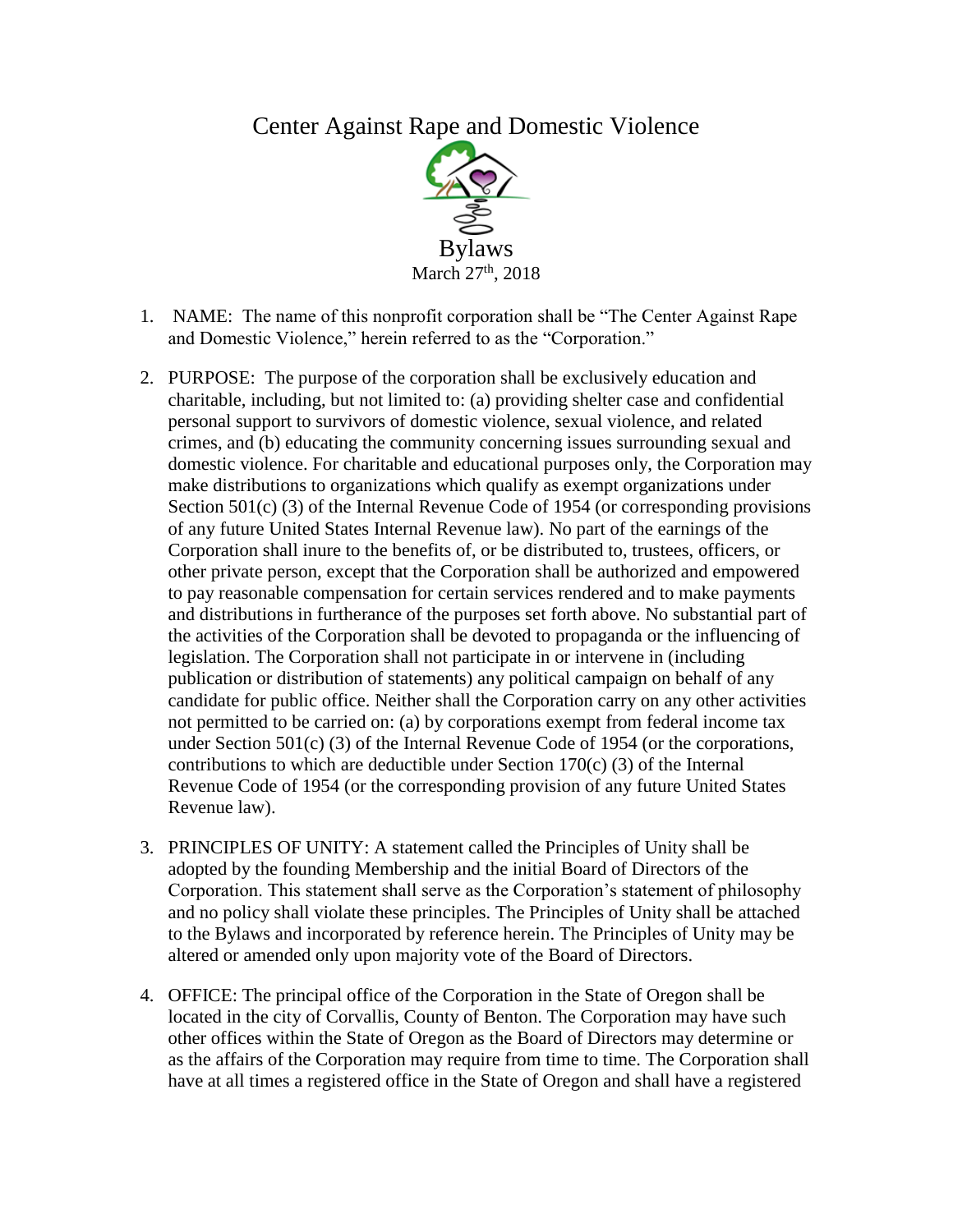# Center Against Rape and Domestic Violence

## Bylaws

March 27th, 2018

1. NAME: The name of this nonprofit corporation shall be "The Center Against Rape and Domestic Violence," herein referred to as the "Corporation."

2. PURPOSE: The purpose of the corporation shall be exclusively education and charitable, including, but not limited to: (a) providing shelter case and confidential personal support to survivors of domestic violence, sexual violence, and related crimes, and (b) educating the community concerning issues surrounding sexual and domestic violence. For charitable and educational purposes only, the Corporation may make distributions to organizations which qualify as exempt organizations under Section 501(c) (3) of the Internal Revenue Code of 1954 (or corresponding provisions of any future United States Internal Revenue law). No part of the earnings of the Corporation shall inure to the benefits of, or be distributed to, trustees, officers, or other private person, except that the Corporation shall be authorized and empowered to pay reasonable compensation for certain services rendered and to make payments and distributions in furtherance of the purposes set forth above. No substantial part of the activities of the Corporation shall be devoted to propaganda or the influencing of legislation. The Corporation shall not participate in or intervene in (including publication or distribution of statements) any political campaign on behalf of any candidate for public office. Neither shall the Corporation carry on any other activities not permitted to be carried on: (a) by corporations exempt from federal income tax under Section 501(c) (3) of the Internal Revenue Code of 1954 (or the corporations, contributions to which are deductible under Section 170(c) (3) of the Internal Revenue Code of 1954 (or the corresponding provision of any future United States Revenue law).

3. PRINCIPLES OF UNITY: A statement called the Principles of Unity shall be adopted by the founding Membership and the initial Board of Directors of the Corporation. This statement shall serve as the Corporation's statement of philosophy and no policy shall violate these principles. The Principles of Unity shall be attached to the Bylaws and incorporated by reference herein. The Principles of Unity may be altered or amended only upon majority vote of the Board of Directors.

4. OFFICE: The principal office of the Corporation in the State of Oregon shall be located in the city of Corvallis, County of Benton. The Corporation may have such other offices within the State of Oregon as the Board of Directors may determine or as the affairs of the Corporation may require from time to time. The Corporation shall have at all times a registered office in the State of Oregon and shall have a registered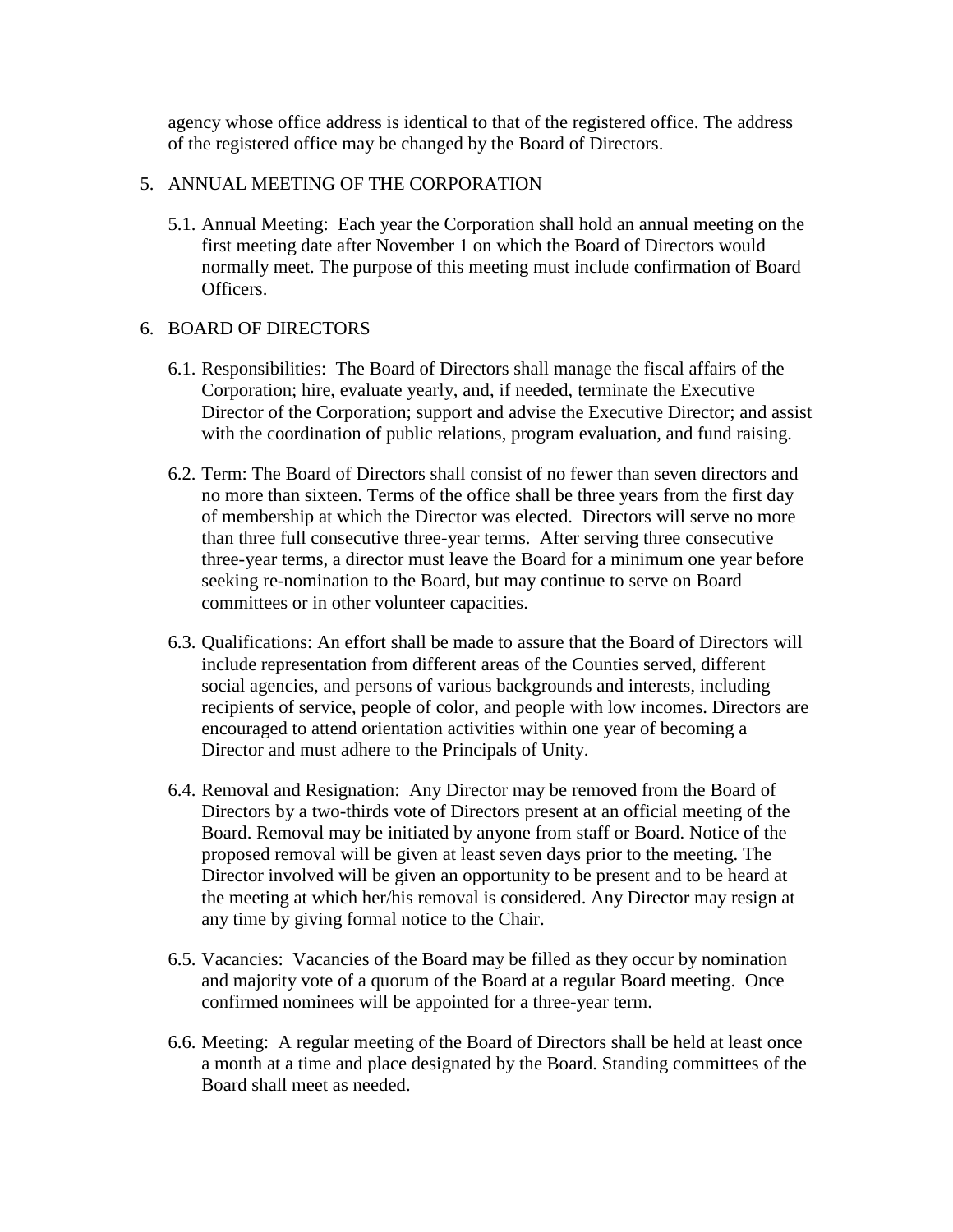agency whose office address is identical to that of the registered office. The address of the registered office may be changed by the Board of Directors.

5. ANNUAL MEETING OF THE CORPORATION

    5.1. Annual Meeting: Each year the Corporation shall hold an annual meeting on the first meeting date after November 1 on which the Board of Directors would normally meet. The purpose of this meeting must include confirmation of Board Officers.

6. BOARD OF DIRECTORS

    6.1. Responsibilities: The Board of Directors shall manage the fiscal affairs of the Corporation; hire, evaluate yearly, and, if needed, terminate the Executive Director of the Corporation; support and advise the Executive Director; and assist with the coordination of public relations, program evaluation, and fund raising.

    6.2. Term: The Board of Directors shall consist of no fewer than seven directors and no more than sixteen. Terms of the office shall be three years from the first day of membership at which the Director was elected. Directors will serve no more than three full consecutive three-year terms. After serving three consecutive three-year terms, a director must leave the Board for a minimum one year before seeking re-nomination to the Board, but may continue to serve on Board committees or in other volunteer capacities.

    6.3. Qualifications: An effort shall be made to assure that the Board of Directors will include representation from different areas of the Counties served, different social agencies, and persons of various backgrounds and interests, including recipients of service, people of color, and people with low incomes. Directors are encouraged to attend orientation activities within one year of becoming a Director and must adhere to the Principals of Unity.

    6.4. Removal and Resignation: Any Director may be removed from the Board of Directors by a two-thirds vote of Directors present at an official meeting of the Board. Removal may be initiated by anyone from staff or Board. Notice of the proposed removal will be given at least seven days prior to the meeting. The Director involved will be given an opportunity to be present and to be heard at the meeting at which her/his removal is considered. Any Director may resign at any time by giving formal notice to the Chair.

    6.5. Vacancies: Vacancies of the Board may be filled as they occur by nomination and majority vote of a quorum of the Board at a regular Board meeting. Once confirmed nominees will be appointed for a three-year term.

    6.6. Meeting: A regular meeting of the Board of Directors shall be held at least once a month at a time and place designated by the Board. Standing committees of the Board shall meet as needed.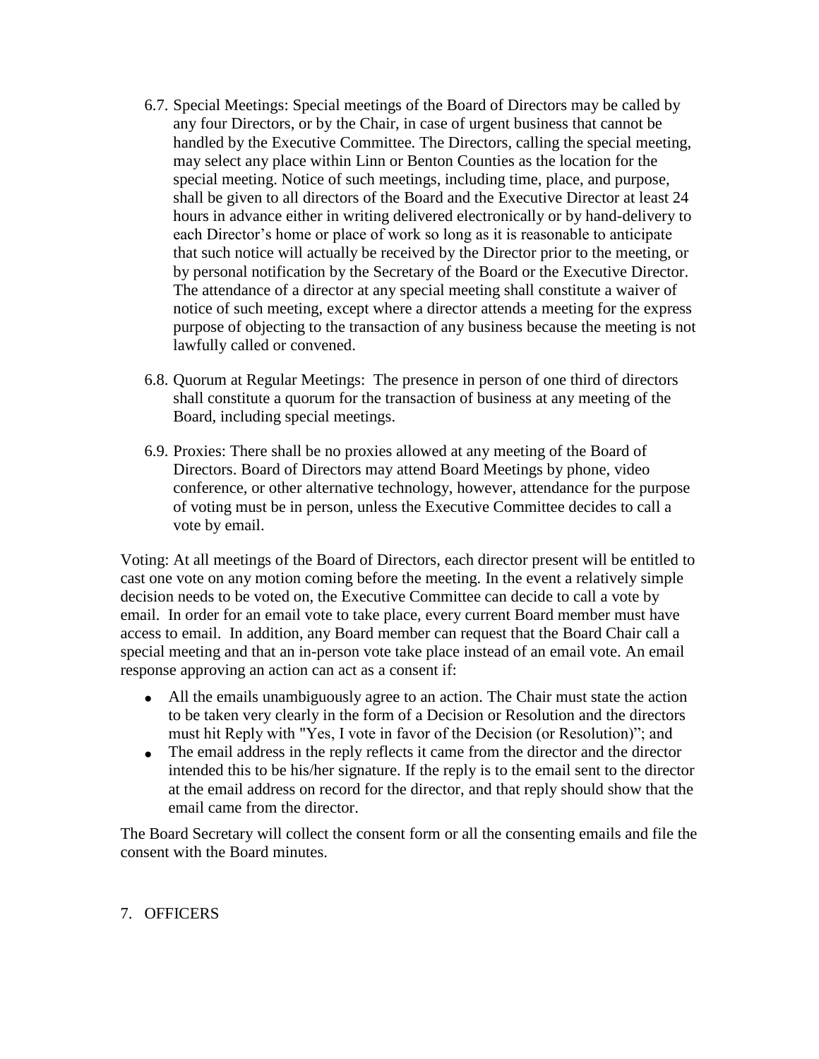6.7. Special Meetings: Special meetings of the Board of Directors may be called by any four Directors, or by the Chair, in case of urgent business that cannot be handled by the Executive Committee. The Directors, calling the special meeting, may select any place within Linn or Benton Counties as the location for the special meeting. Notice of such meetings, including time, place, and purpose, shall be given to all directors of the Board and the Executive Director at least 24 hours in advance either in writing delivered electronically or by hand-delivery to each Director's home or place of work so long as it is reasonable to anticipate that such notice will actually be received by the Director prior to the meeting, or by personal notification by the Secretary of the Board or the Executive Director. The attendance of a director at any special meeting shall constitute a waiver of notice of such meeting, except where a director attends a meeting for the express purpose of objecting to the transaction of any business because the meeting is not lawfully called or convened.

6.8. Quorum at Regular Meetings: The presence in person of one third of directors shall constitute a quorum for the transaction of business at any meeting of the Board, including special meetings.

6.9. Proxies: There shall be no proxies allowed at any meeting of the Board of Directors. Board of Directors may attend Board Meetings by phone, video conference, or other alternative technology, however, attendance for the purpose of voting must be in person, unless the Executive Committee decides to call a vote by email.

Voting: At all meetings of the Board of Directors, each director present will be entitled to cast one vote on any motion coming before the meeting. In the event a relatively simple decision needs to be voted on, the Executive Committee can decide to call a vote by email. In order for an email vote to take place, every current Board member must have access to email. In addition, any Board member can request that the Board Chair call a special meeting and that an in-person vote take place instead of an email vote. An email response approving an action can act as a consent if:

- All the emails unambiguously agree to an action. The Chair must state the action to be taken very clearly in the form of a Decision or Resolution and the directors must hit Reply with "Yes, I vote in favor of the Decision (or Resolution)"; and
- The email address in the reply reflects it came from the director and the director intended this to be his/her signature. If the reply is to the email sent to the director at the email address on record for the director, and that reply should show that the email came from the director.

The Board Secretary will collect the consent form or all the consenting emails and file the consent with the Board minutes.

## 7. OFFICERS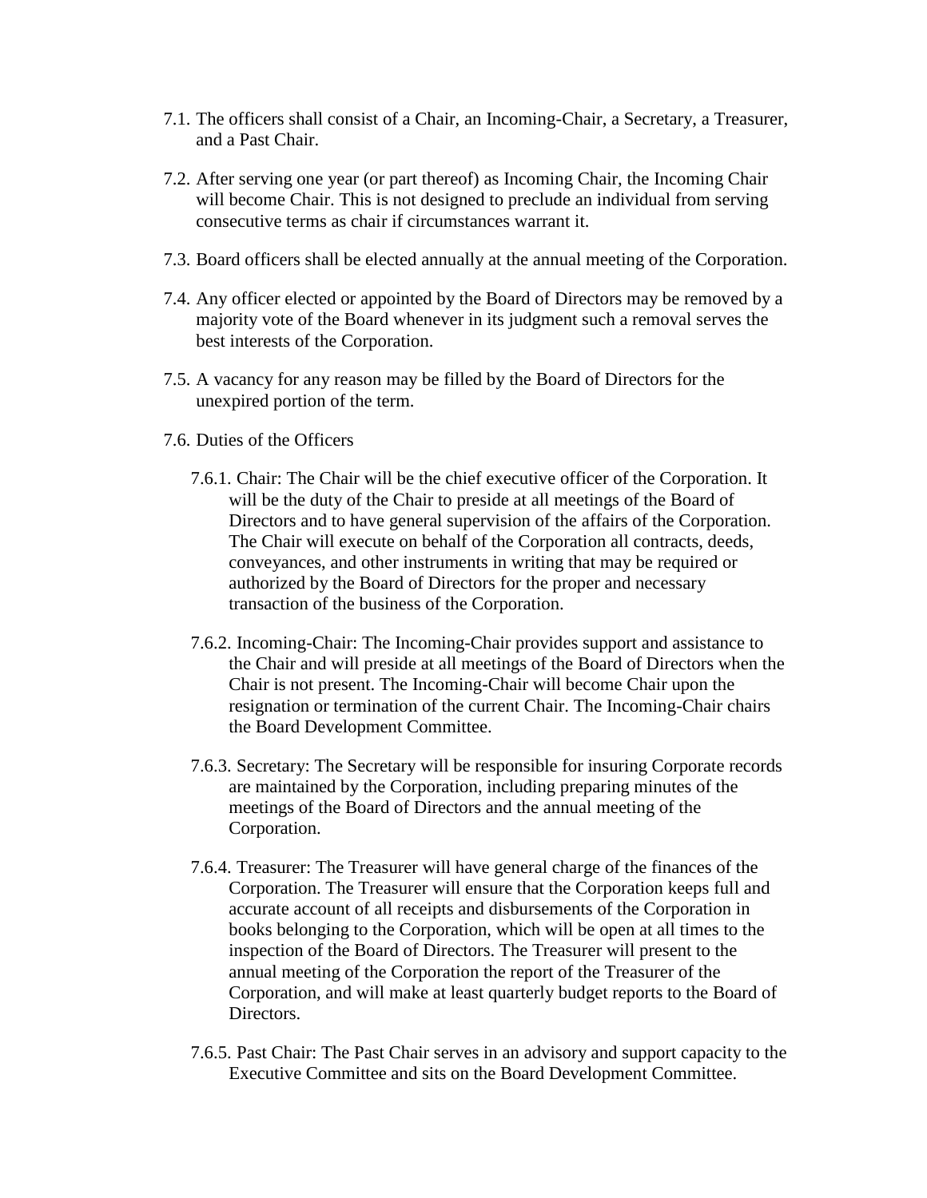7.1. The officers shall consist of a Chair, an Incoming-Chair, a Secretary, a Treasurer, and a Past Chair.

7.2. After serving one year (or part thereof) as Incoming Chair, the Incoming Chair will become Chair. This is not designed to preclude an individual from serving consecutive terms as chair if circumstances warrant it.

7.3. Board officers shall be elected annually at the annual meeting of the Corporation.

7.4. Any officer elected or appointed by the Board of Directors may be removed by a majority vote of the Board whenever in its judgment such a removal serves the best interests of the Corporation.

7.5. A vacancy for any reason may be filled by the Board of Directors for the unexpired portion of the term.

7.6. Duties of the Officers

7.6.1. Chair: The Chair will be the chief executive officer of the Corporation. It will be the duty of the Chair to preside at all meetings of the Board of Directors and to have general supervision of the affairs of the Corporation. The Chair will execute on behalf of the Corporation all contracts, deeds, conveyances, and other instruments in writing that may be required or authorized by the Board of Directors for the proper and necessary transaction of the business of the Corporation.

7.6.2. Incoming-Chair: The Incoming-Chair provides support and assistance to the Chair and will preside at all meetings of the Board of Directors when the Chair is not present. The Incoming-Chair will become Chair upon the resignation or termination of the current Chair. The Incoming-Chair chairs the Board Development Committee.

7.6.3. Secretary: The Secretary will be responsible for insuring Corporate records are maintained by the Corporation, including preparing minutes of the meetings of the Board of Directors and the annual meeting of the Corporation.

7.6.4. Treasurer: The Treasurer will have general charge of the finances of the Corporation. The Treasurer will ensure that the Corporation keeps full and accurate account of all receipts and disbursements of the Corporation in books belonging to the Corporation, which will be open at all times to the inspection of the Board of Directors. The Treasurer will present to the annual meeting of the Corporation the report of the Treasurer of the Corporation, and will make at least quarterly budget reports to the Board of Directors.

7.6.5. Past Chair: The Past Chair serves in an advisory and support capacity to the Executive Committee and sits on the Board Development Committee.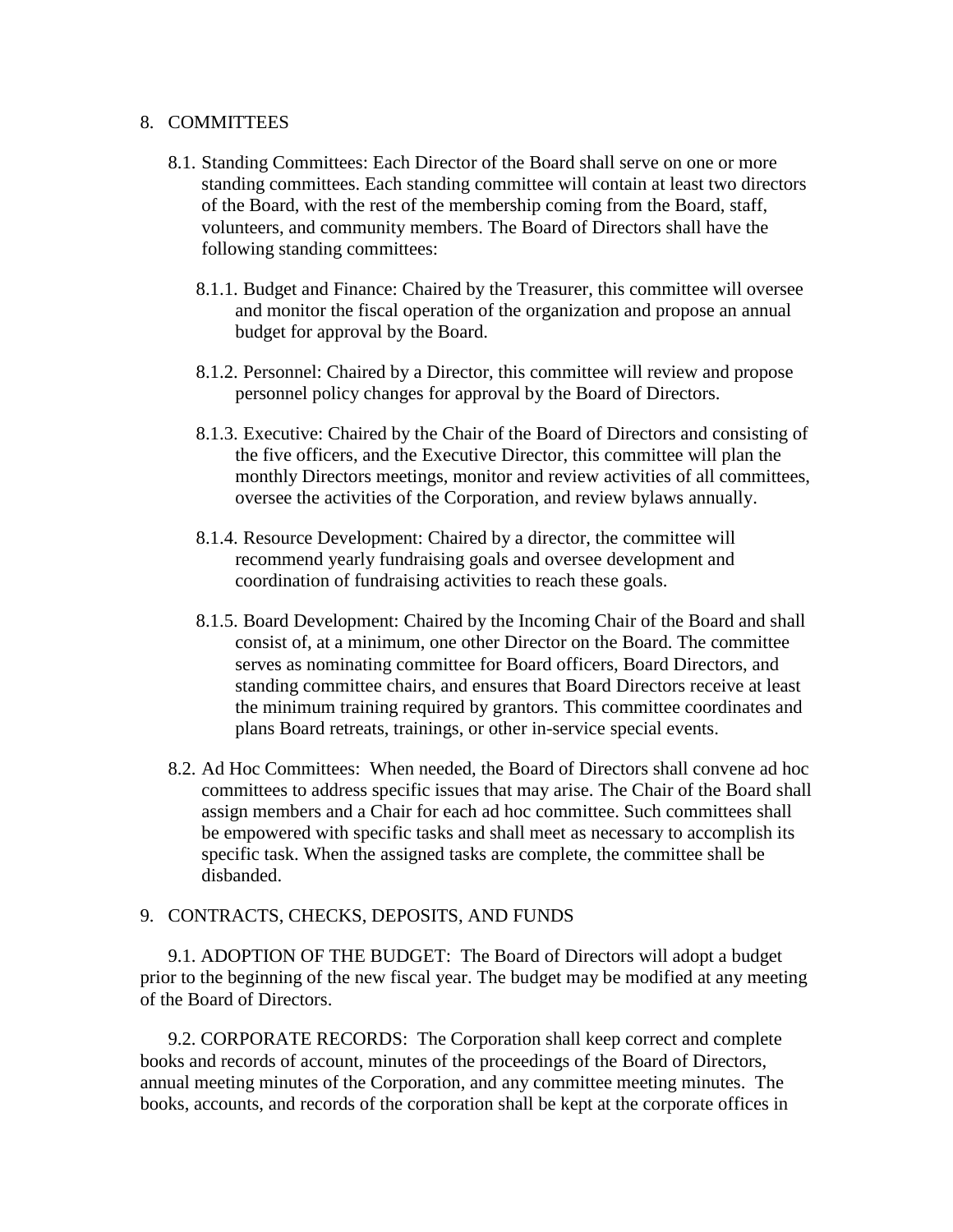## 8. COMMITTEES

8.1. Standing Committees: Each Director of the Board shall serve on one or more standing committees. Each standing committee will contain at least two directors of the Board, with the rest of the membership coming from the Board, staff, volunteers, and community members. The Board of Directors shall have the following standing committees:

8.1.1. Budget and Finance: Chaired by the Treasurer, this committee will oversee and monitor the fiscal operation of the organization and propose an annual budget for approval by the Board.

8.1.2. Personnel: Chaired by a Director, this committee will review and propose personnel policy changes for approval by the Board of Directors.

8.1.3. Executive: Chaired by the Chair of the Board of Directors and consisting of the five officers, and the Executive Director, this committee will plan the monthly Directors meetings, monitor and review activities of all committees, oversee the activities of the Corporation, and review bylaws annually.

8.1.4. Resource Development: Chaired by a director, the committee will recommend yearly fundraising goals and oversee development and coordination of fundraising activities to reach these goals.

8.1.5. Board Development: Chaired by the Incoming Chair of the Board and shall consist of, at a minimum, one other Director on the Board. The committee serves as nominating committee for Board officers, Board Directors, and standing committee chairs, and ensures that Board Directors receive at least the minimum training required by grantors. This committee coordinates and plans Board retreats, trainings, or other in-service special events.

8.2. Ad Hoc Committees: When needed, the Board of Directors shall convene ad hoc committees to address specific issues that may arise. The Chair of the Board shall assign members and a Chair for each ad hoc committee. Such committees shall be empowered with specific tasks and shall meet as necessary to accomplish its specific task. When the assigned tasks are complete, the committee shall be disbanded.

## 9. CONTRACTS, CHECKS, DEPOSITS, AND FUNDS

9.1. ADOPTION OF THE BUDGET: The Board of Directors will adopt a budget prior to the beginning of the new fiscal year. The budget may be modified at any meeting of the Board of Directors.

9.2. CORPORATE RECORDS: The Corporation shall keep correct and complete books and records of account, minutes of the proceedings of the Board of Directors, annual meeting minutes of the Corporation, and any committee meeting minutes. The books, accounts, and records of the corporation shall be kept at the corporate offices in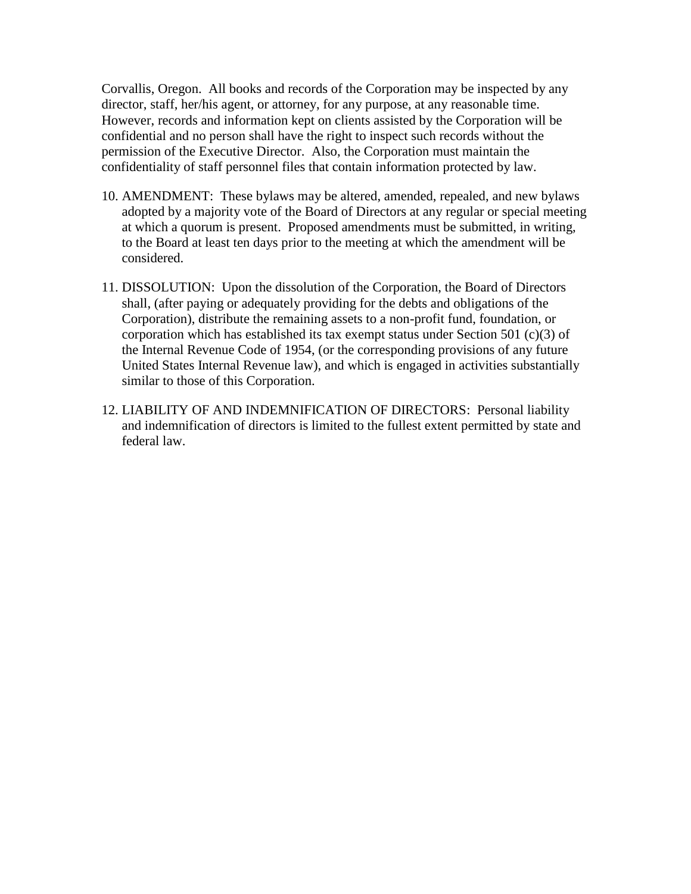Corvallis, Oregon. All books and records of the Corporation may be inspected by any director, staff, her/his agent, or attorney, for any purpose, at any reasonable time. However, records and information kept on clients assisted by the Corporation will be confidential and no person shall have the right to inspect such records without the permission of the Executive Director. Also, the Corporation must maintain the confidentiality of staff personnel files that contain information protected by law.

10. AMENDMENT: These bylaws may be altered, amended, repealed, and new bylaws adopted by a majority vote of the Board of Directors at any regular or special meeting at which a quorum is present. Proposed amendments must be submitted, in writing, to the Board at least ten days prior to the meeting at which the amendment will be considered.

11. DISSOLUTION: Upon the dissolution of the Corporation, the Board of Directors shall, (after paying or adequately providing for the debts and obligations of the Corporation), distribute the remaining assets to a non-profit fund, foundation, or corporation which has established its tax exempt status under Section 501 (c)(3) of the Internal Revenue Code of 1954, (or the corresponding provisions of any future United States Internal Revenue law), and which is engaged in activities substantially similar to those of this Corporation.

12. LIABILITY OF AND INDEMNIFICATION OF DIRECTORS: Personal liability and indemnification of directors is limited to the fullest extent permitted by state and federal law.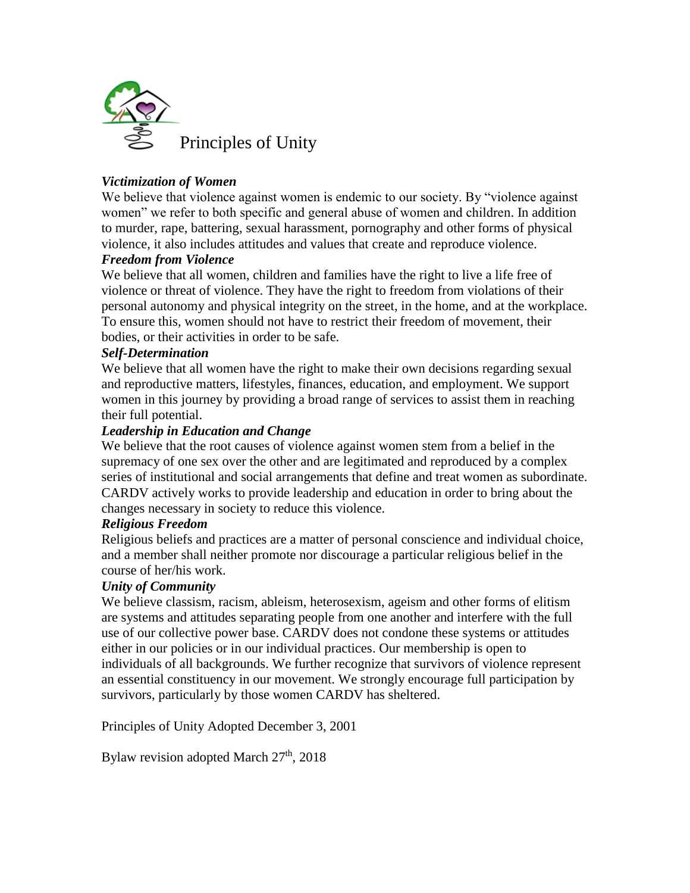# Principles of Unity

***Victimization of Women***

We believe that violence against women is endemic to our society. By "violence against women" we refer to both specific and general abuse of women and children. In addition to murder, rape, battering, sexual harassment, pornography and other forms of physical violence, it also includes attitudes and values that create and reproduce violence.

***Freedom from Violence***

We believe that all women, children and families have the right to live a life free of violence or threat of violence. They have the right to freedom from violations of their personal autonomy and physical integrity on the street, in the home, and at the workplace. To ensure this, women should not have to restrict their freedom of movement, their bodies, or their activities in order to be safe.

***Self-Determination***

We believe that all women have the right to make their own decisions regarding sexual and reproductive matters, lifestyles, finances, education, and employment. We support women in this journey by providing a broad range of services to assist them in reaching their full potential.

***Leadership in Education and Change***

We believe that the root causes of violence against women stem from a belief in the supremacy of one sex over the other and are legitimated and reproduced by a complex series of institutional and social arrangements that define and treat women as subordinate. CARDV actively works to provide leadership and education in order to bring about the changes necessary in society to reduce this violence.

***Religious Freedom***

Religious beliefs and practices are a matter of personal conscience and individual choice, and a member shall neither promote nor discourage a particular religious belief in the course of her/his work.

***Unity of Community***

We believe classism, racism, ableism, heterosexism, ageism and other forms of elitism are systems and attitudes separating people from one another and interfere with the full use of our collective power base. CARDV does not condone these systems or attitudes either in our policies or in our individual practices. Our membership is open to individuals of all backgrounds. We further recognize that survivors of violence represent an essential constituency in our movement. We strongly encourage full participation by survivors, particularly by those women CARDV has sheltered.

Principles of Unity Adopted December 3, 2001

Bylaw revision adopted March 27th, 2018